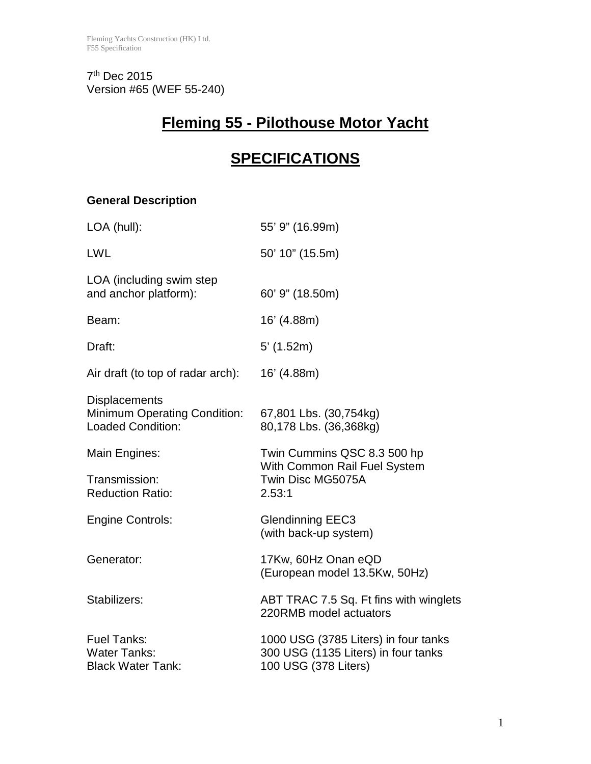7th Dec 2015
Version #65 (WEF 55-240)

# Fleming 55 - Pilothouse Motor Yacht

# SPECIFICATIONS

### General Description

| | |
|---|---|
| LOA (hull): | 55' 9" (16.99m) |
| LWL | 50' 10" (15.5m) |
| LOA (including swim step and anchor platform): | 60' 9" (18.50m) |
| Beam: | 16' (4.88m) |
| Draft: | 5' (1.52m) |
| Air draft (to top of radar arch): | 16' (4.88m) |
| Displacements | |
| Minimum Operating Condition: | 67,801 Lbs. (30,754kg) |
| Loaded Condition: | 80,178 Lbs. (36,368kg) |
| Main Engines: | Twin Cummins QSC 8.3 500 hp With Common Rail Fuel System |
| Transmission: | Twin Disc MG5075A |
| Reduction Ratio: | 2.53:1 |
| Engine Controls: | Glendinning EEC3 (with back-up system) |
| Generator: | 17Kw, 60Hz Onan eQD (European model 13.5Kw, 50Hz) |
| Stabilizers: | ABT TRAC 7.5 Sq. Ft fins with winglets 220RMB model actuators |
| Fuel Tanks: | 1000 USG (3785 Liters) in four tanks |
| Water Tanks: | 300 USG (1135 Liters) in four tanks |
| Black Water Tank: | 100 USG (378 Liters) |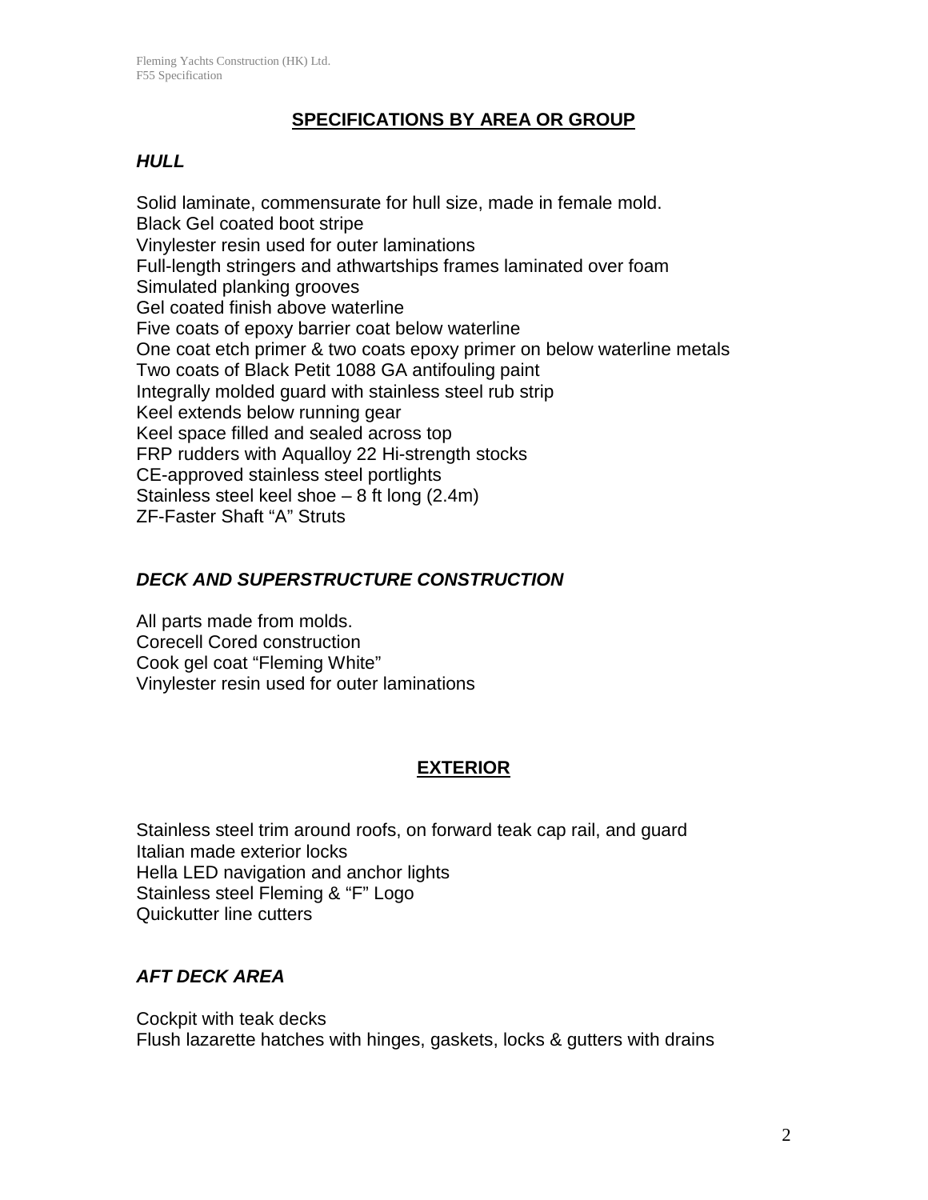## SPECIFICATIONS BY AREA OR GROUP

### *HULL*

Solid laminate, commensurate for hull size, made in female mold.
Black Gel coated boot stripe
Vinylester resin used for outer laminations
Full-length stringers and athwartships frames laminated over foam
Simulated planking grooves
Gel coated finish above waterline
Five coats of epoxy barrier coat below waterline
One coat etch primer & two coats epoxy primer on below waterline metals
Two coats of Black Petit 1088 GA antifouling paint
Integrally molded guard with stainless steel rub strip
Keel extends below running gear
Keel space filled and sealed across top
FRP rudders with Aqualloy 22 Hi-strength stocks
CE-approved stainless steel portlights
Stainless steel keel shoe – 8 ft long (2.4m)
ZF-Faster Shaft "A" Struts

### *DECK AND SUPERSTRUCTURE CONSTRUCTION*

All parts made from molds.
Corecell Cored construction
Cook gel coat "Fleming White"
Vinylester resin used for outer laminations

## EXTERIOR

Stainless steel trim around roofs, on forward teak cap rail, and guard
Italian made exterior locks
Hella LED navigation and anchor lights
Stainless steel Fleming & "F" Logo
Quickutter line cutters

### *AFT DECK AREA*

Cockpit with teak decks
Flush lazarette hatches with hinges, gaskets, locks & gutters with drains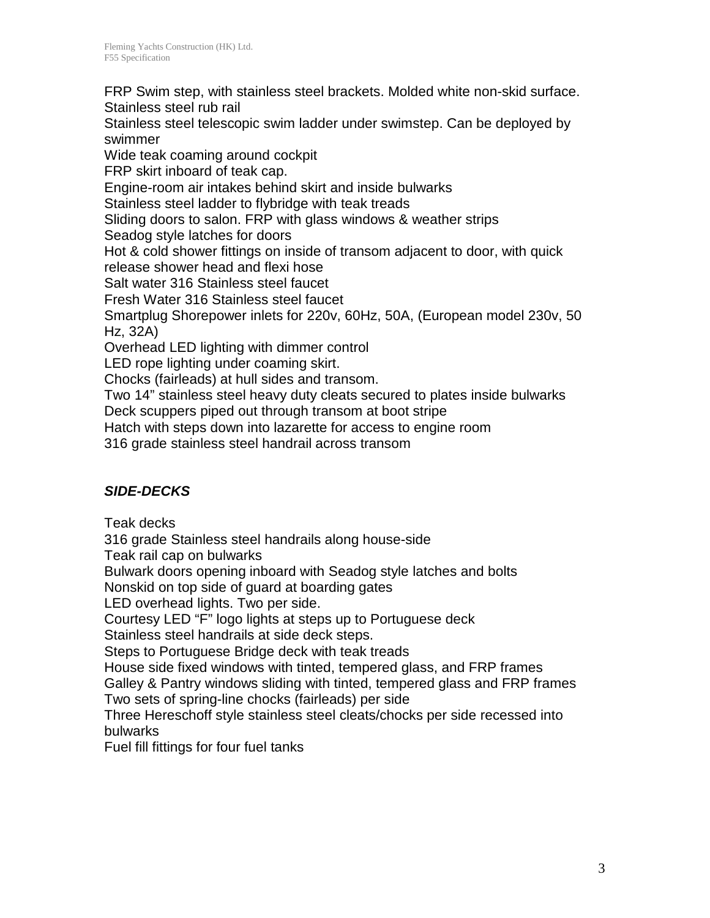FRP Swim step, with stainless steel brackets. Molded white non-skid surface.
Stainless steel rub rail
Stainless steel telescopic swim ladder under swimstep. Can be deployed by swimmer
Wide teak coaming around cockpit
FRP skirt inboard of teak cap.
Engine-room air intakes behind skirt and inside bulwarks
Stainless steel ladder to flybridge with teak treads
Sliding doors to salon. FRP with glass windows & weather strips
Seadog style latches for doors
Hot & cold shower fittings on inside of transom adjacent to door, with quick release shower head and flexi hose
Salt water 316 Stainless steel faucet
Fresh Water 316 Stainless steel faucet
Smartplug Shorepower inlets for 220v, 60Hz, 50A, (European model 230v, 50 Hz, 32A)
Overhead LED lighting with dimmer control
LED rope lighting under coaming skirt.
Chocks (fairleads) at hull sides and transom.
Two 14" stainless steel heavy duty cleats secured to plates inside bulwarks
Deck scuppers piped out through transom at boot stripe
Hatch with steps down into lazarette for access to engine room
316 grade stainless steel handrail across transom

### ***SIDE-DECKS***

Teak decks
316 grade Stainless steel handrails along house-side
Teak rail cap on bulwarks
Bulwark doors opening inboard with Seadog style latches and bolts
Nonskid on top side of guard at boarding gates
LED overhead lights. Two per side.
Courtesy LED "F" logo lights at steps up to Portuguese deck
Stainless steel handrails at side deck steps.
Steps to Portuguese Bridge deck with teak treads
House side fixed windows with tinted, tempered glass, and FRP frames
Galley & Pantry windows sliding with tinted, tempered glass and FRP frames
Two sets of spring-line chocks (fairleads) per side
Three Hereschoff style stainless steel cleats/chocks per side recessed into bulwarks
Fuel fill fittings for four fuel tanks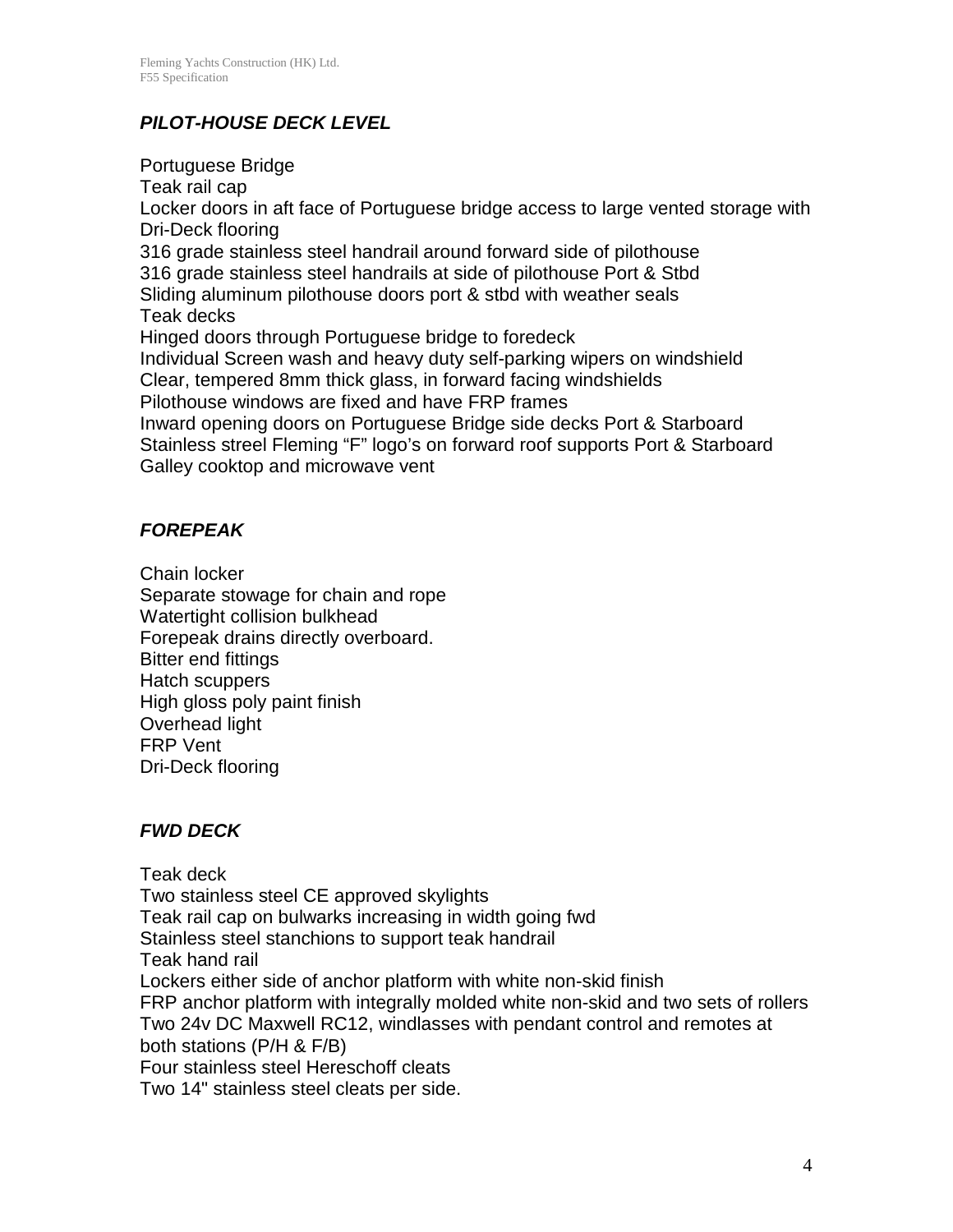### ***PILOT-HOUSE DECK LEVEL***

Portuguese Bridge
Teak rail cap
Locker doors in aft face of Portuguese bridge access to large vented storage with Dri-Deck flooring
316 grade stainless steel handrail around forward side of pilothouse
316 grade stainless steel handrails at side of pilothouse Port & Stbd
Sliding aluminum pilothouse doors port & stbd with weather seals
Teak decks
Hinged doors through Portuguese bridge to foredeck
Individual Screen wash and heavy duty self-parking wipers on windshield
Clear, tempered 8mm thick glass, in forward facing windshields
Pilothouse windows are fixed and have FRP frames
Inward opening doors on Portuguese Bridge side decks Port & Starboard
Stainless streel Fleming "F" logo's on forward roof supports Port & Starboard
Galley cooktop and microwave vent

### ***FOREPEAK***

Chain locker
Separate stowage for chain and rope
Watertight collision bulkhead
Forepeak drains directly overboard.
Bitter end fittings
Hatch scuppers
High gloss poly paint finish
Overhead light
FRP Vent
Dri-Deck flooring

### ***FWD DECK***

Teak deck
Two stainless steel CE approved skylights
Teak rail cap on bulwarks increasing in width going fwd
Stainless steel stanchions to support teak handrail
Teak hand rail
Lockers either side of anchor platform with white non-skid finish
FRP anchor platform with integrally molded white non-skid and two sets of rollers
Two 24v DC Maxwell RC12, windlasses with pendant control and remotes at both stations (P/H & F/B)
Four stainless steel Hereschoff cleats
Two 14" stainless steel cleats per side.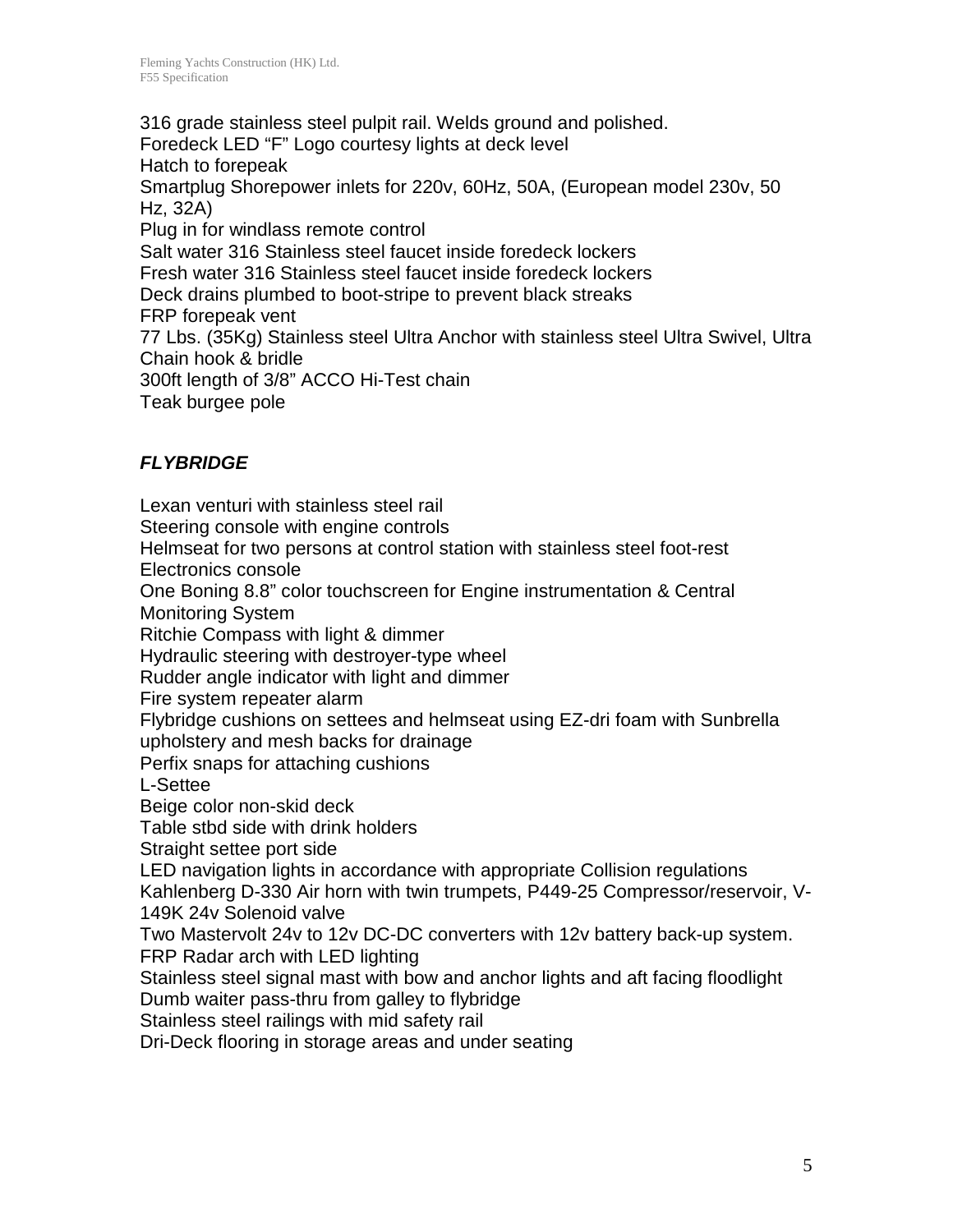316 grade stainless steel pulpit rail. Welds ground and polished.
Foredeck LED "F" Logo courtesy lights at deck level
Hatch to forepeak
Smartplug Shorepower inlets for 220v, 60Hz, 50A, (European model 230v, 50 Hz, 32A)
Plug in for windlass remote control
Salt water 316 Stainless steel faucet inside foredeck lockers
Fresh water 316 Stainless steel faucet inside foredeck lockers
Deck drains plumbed to boot-stripe to prevent black streaks
FRP forepeak vent
77 Lbs. (35Kg) Stainless steel Ultra Anchor with stainless steel Ultra Swivel, Ultra Chain hook & bridle
300ft length of 3/8" ACCO Hi-Test chain
Teak burgee pole

## *FLYBRIDGE*

Lexan venturi with stainless steel rail
Steering console with engine controls
Helmseat for two persons at control station with stainless steel foot-rest
Electronics console
One Boning 8.8" color touchscreen for Engine instrumentation & Central Monitoring System
Ritchie Compass with light & dimmer
Hydraulic steering with destroyer-type wheel
Rudder angle indicator with light and dimmer
Fire system repeater alarm
Flybridge cushions on settees and helmseat using EZ-dri foam with Sunbrella upholstery and mesh backs for drainage
Perfix snaps for attaching cushions
L-Settee
Beige color non-skid deck
Table stbd side with drink holders
Straight settee port side
LED navigation lights in accordance with appropriate Collision regulations
Kahlenberg D-330 Air horn with twin trumpets, P449-25 Compressor/reservoir, V-149K 24v Solenoid valve
Two Mastervolt 24v to 12v DC-DC converters with 12v battery back-up system.
FRP Radar arch with LED lighting
Stainless steel signal mast with bow and anchor lights and aft facing floodlight
Dumb waiter pass-thru from galley to flybridge
Stainless steel railings with mid safety rail
Dri-Deck flooring in storage areas and under seating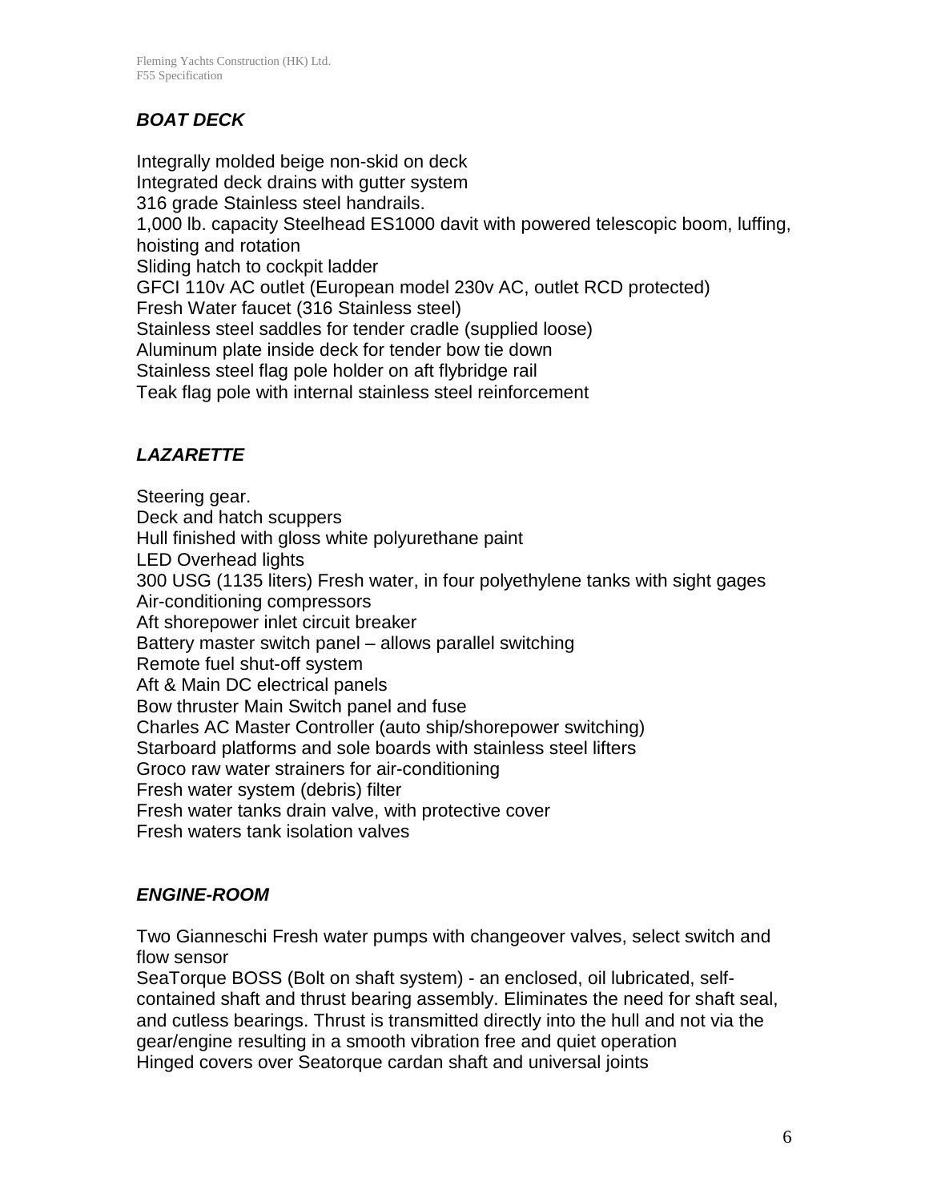### ***BOAT DECK***

Integrally molded beige non-skid on deck
Integrated deck drains with gutter system
316 grade Stainless steel handrails.
1,000 lb. capacity Steelhead ES1000 davit with powered telescopic boom, luffing, hoisting and rotation
Sliding hatch to cockpit ladder
GFCI 110v AC outlet (European model 230v AC, outlet RCD protected)
Fresh Water faucet (316 Stainless steel)
Stainless steel saddles for tender cradle (supplied loose)
Aluminum plate inside deck for tender bow tie down
Stainless steel flag pole holder on aft flybridge rail
Teak flag pole with internal stainless steel reinforcement

### ***LAZARETTE***

Steering gear.
Deck and hatch scuppers
Hull finished with gloss white polyurethane paint
LED Overhead lights
300 USG (1135 liters) Fresh water, in four polyethylene tanks with sight gages
Air-conditioning compressors
Aft shorepower inlet circuit breaker
Battery master switch panel – allows parallel switching
Remote fuel shut-off system
Aft & Main DC electrical panels
Bow thruster Main Switch panel and fuse
Charles AC Master Controller (auto ship/shorepower switching)
Starboard platforms and sole boards with stainless steel lifters
Groco raw water strainers for air-conditioning
Fresh water system (debris) filter
Fresh water tanks drain valve, with protective cover
Fresh waters tank isolation valves

### ***ENGINE-ROOM***

Two Gianneschi Fresh water pumps with changeover valves, select switch and flow sensor
SeaTorque BOSS (Bolt on shaft system) - an enclosed, oil lubricated, self-contained shaft and thrust bearing assembly. Eliminates the need for shaft seal, and cutless bearings. Thrust is transmitted directly into the hull and not via the gear/engine resulting in a smooth vibration free and quiet operation
Hinged covers over Seatorque cardan shaft and universal joints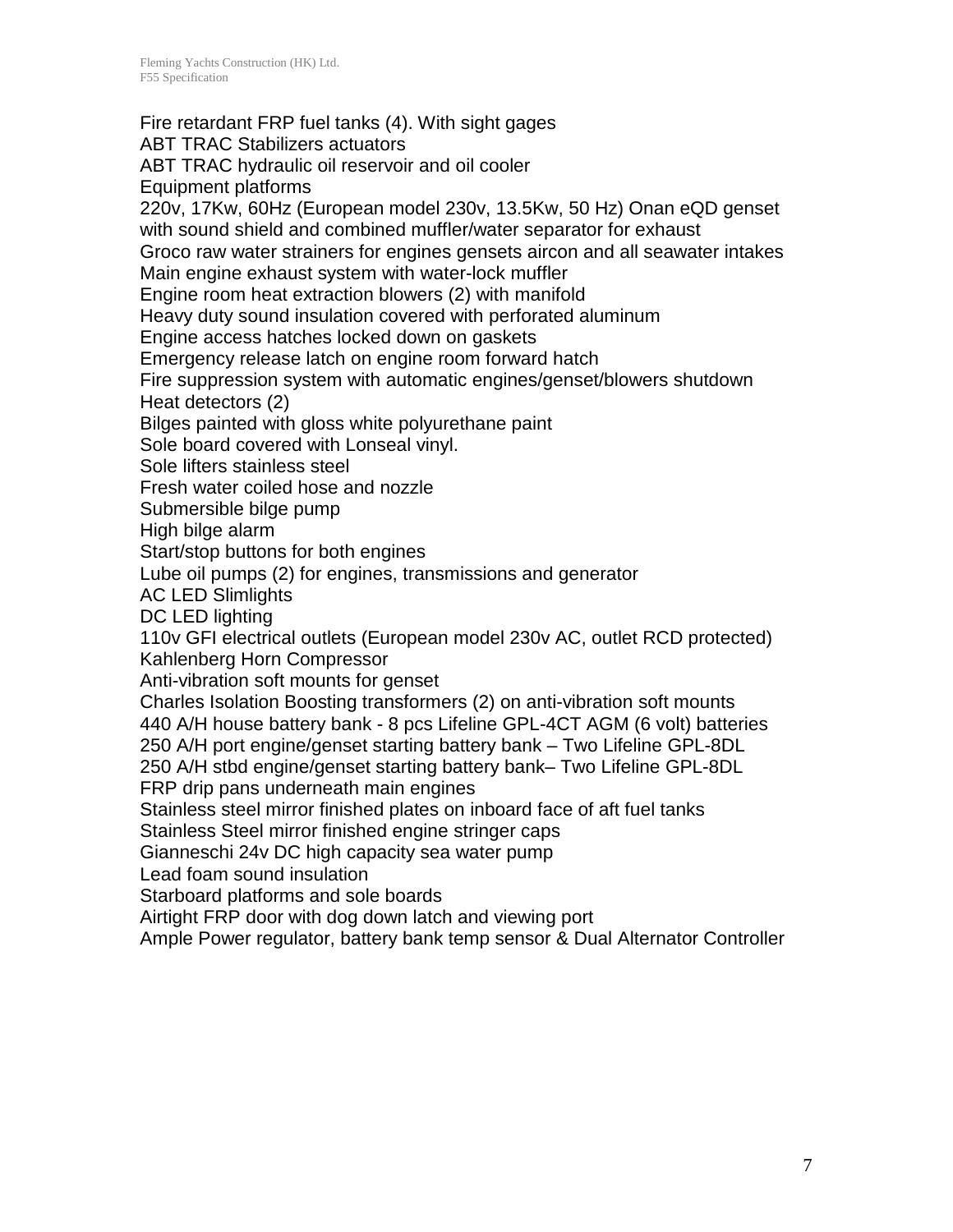Fire retardant FRP fuel tanks (4). With sight gages
ABT TRAC Stabilizers actuators
ABT TRAC hydraulic oil reservoir and oil cooler
Equipment platforms
220v, 17Kw, 60Hz (European model 230v, 13.5Kw, 50 Hz) Onan eQD genset with sound shield and combined muffler/water separator for exhaust
Groco raw water strainers for engines gensets aircon and all seawater intakes
Main engine exhaust system with water-lock muffler
Engine room heat extraction blowers (2) with manifold
Heavy duty sound insulation covered with perforated aluminum
Engine access hatches locked down on gaskets
Emergency release latch on engine room forward hatch
Fire suppression system with automatic engines/genset/blowers shutdown
Heat detectors (2)
Bilges painted with gloss white polyurethane paint
Sole board covered with Lonseal vinyl.
Sole lifters stainless steel
Fresh water coiled hose and nozzle
Submersible bilge pump
High bilge alarm
Start/stop buttons for both engines
Lube oil pumps (2) for engines, transmissions and generator
AC LED Slimlights
DC LED lighting
110v GFI electrical outlets (European model 230v AC, outlet RCD protected)
Kahlenberg Horn Compressor
Anti-vibration soft mounts for genset
Charles Isolation Boosting transformers (2) on anti-vibration soft mounts
440 A/H house battery bank - 8 pcs Lifeline GPL-4CT AGM (6 volt) batteries
250 A/H port engine/genset starting battery bank – Two Lifeline GPL-8DL
250 A/H stbd engine/genset starting battery bank– Two Lifeline GPL-8DL
FRP drip pans underneath main engines
Stainless steel mirror finished plates on inboard face of aft fuel tanks
Stainless Steel mirror finished engine stringer caps
Gianneschi 24v DC high capacity sea water pump
Lead foam sound insulation
Starboard platforms and sole boards
Airtight FRP door with dog down latch and viewing port
Ample Power regulator, battery bank temp sensor & Dual Alternator Controller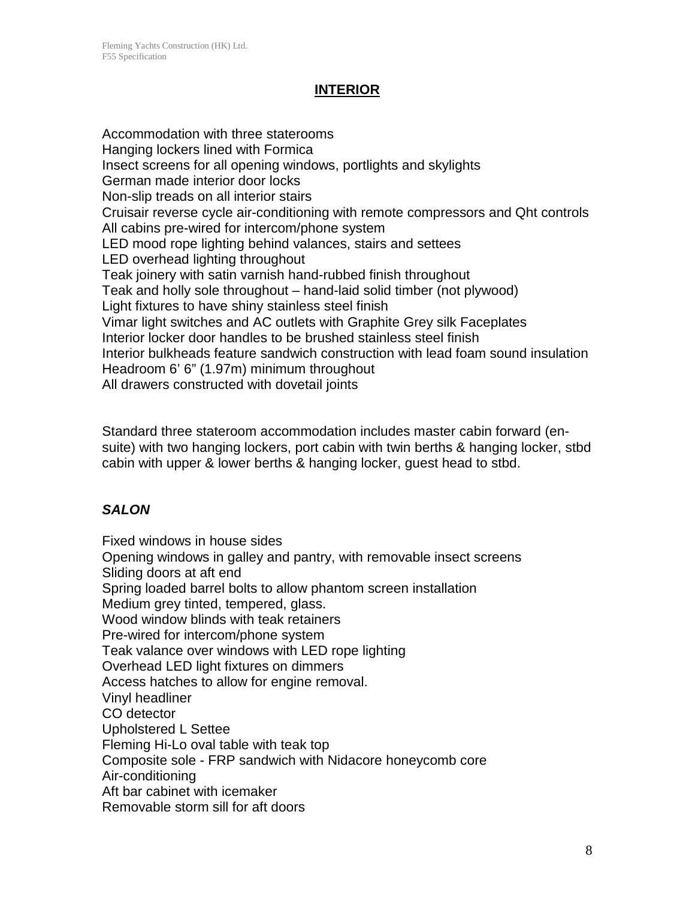## INTERIOR

Accommodation with three staterooms
Hanging lockers lined with Formica
Insect screens for all opening windows, portlights and skylights
German made interior door locks
Non-slip treads on all interior stairs
Cruisair reverse cycle air-conditioning with remote compressors and Qht controls
All cabins pre-wired for intercom/phone system
LED mood rope lighting behind valances, stairs and settees
LED overhead lighting throughout
Teak joinery with satin varnish hand-rubbed finish throughout
Teak and holly sole throughout – hand-laid solid timber (not plywood)
Light fixtures to have shiny stainless steel finish
Vimar light switches and AC outlets with Graphite Grey silk Faceplates
Interior locker door handles to be brushed stainless steel finish
Interior bulkheads feature sandwich construction with lead foam sound insulation
Headroom 6' 6" (1.97m) minimum throughout
All drawers constructed with dovetail joints

Standard three stateroom accommodation includes master cabin forward (en-suite) with two hanging lockers, port cabin with twin berths & hanging locker, stbd cabin with upper & lower berths & hanging locker, guest head to stbd.

### *SALON*

Fixed windows in house sides
Opening windows in galley and pantry, with removable insect screens
Sliding doors at aft end
Spring loaded barrel bolts to allow phantom screen installation
Medium grey tinted, tempered, glass.
Wood window blinds with teak retainers
Pre-wired for intercom/phone system
Teak valance over windows with LED rope lighting
Overhead LED light fixtures on dimmers
Access hatches to allow for engine removal.
Vinyl headliner
CO detector
Upholstered L Settee
Fleming Hi-Lo oval table with teak top
Composite sole - FRP sandwich with Nidacore honeycomb core
Air-conditioning
Aft bar cabinet with icemaker
Removable storm sill for aft doors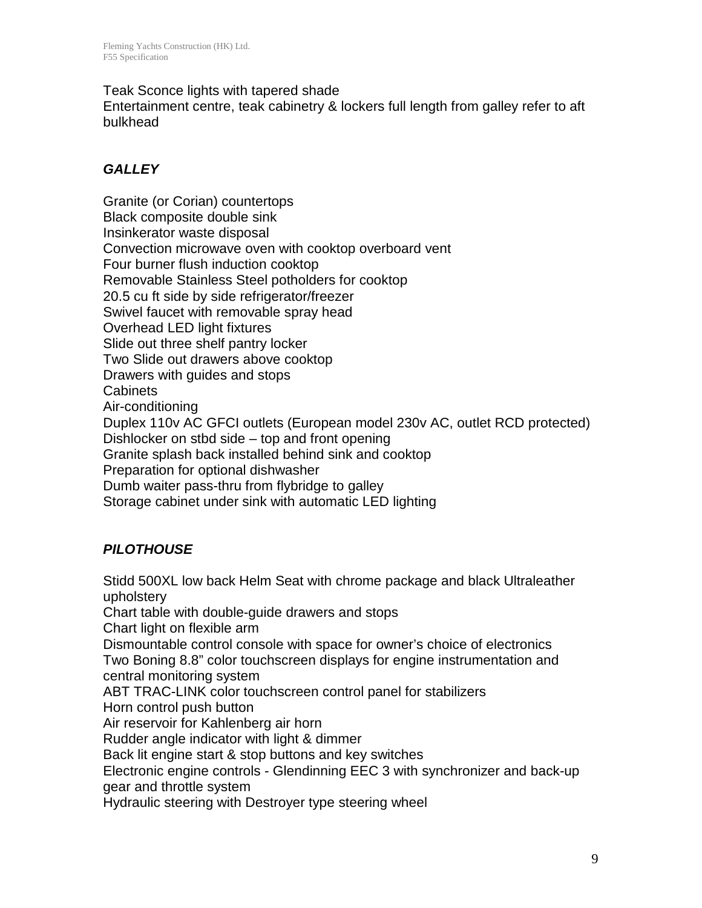Teak Sconce lights with tapered shade
Entertainment centre, teak cabinetry & lockers full length from galley refer to aft bulkhead

### ***GALLEY***

Granite (or Corian) countertops
Black composite double sink
Insinkerator waste disposal
Convection microwave oven with cooktop overboard vent
Four burner flush induction cooktop
Removable Stainless Steel potholders for cooktop
20.5 cu ft side by side refrigerator/freezer
Swivel faucet with removable spray head
Overhead LED light fixtures
Slide out three shelf pantry locker
Two Slide out drawers above cooktop
Drawers with guides and stops
Cabinets
Air-conditioning
Duplex 110v AC GFCI outlets (European model 230v AC, outlet RCD protected)
Dishlocker on stbd side – top and front opening
Granite splash back installed behind sink and cooktop
Preparation for optional dishwasher
Dumb waiter pass-thru from flybridge to galley
Storage cabinet under sink with automatic LED lighting

### ***PILOTHOUSE***

Stidd 500XL low back Helm Seat with chrome package and black Ultraleather upholstery
Chart table with double-guide drawers and stops
Chart light on flexible arm
Dismountable control console with space for owner's choice of electronics
Two Boning 8.8" color touchscreen displays for engine instrumentation and central monitoring system
ABT TRAC-LINK color touchscreen control panel for stabilizers
Horn control push button
Air reservoir for Kahlenberg air horn
Rudder angle indicator with light & dimmer
Back lit engine start & stop buttons and key switches
Electronic engine controls - Glendinning EEC 3 with synchronizer and back-up gear and throttle system
Hydraulic steering with Destroyer type steering wheel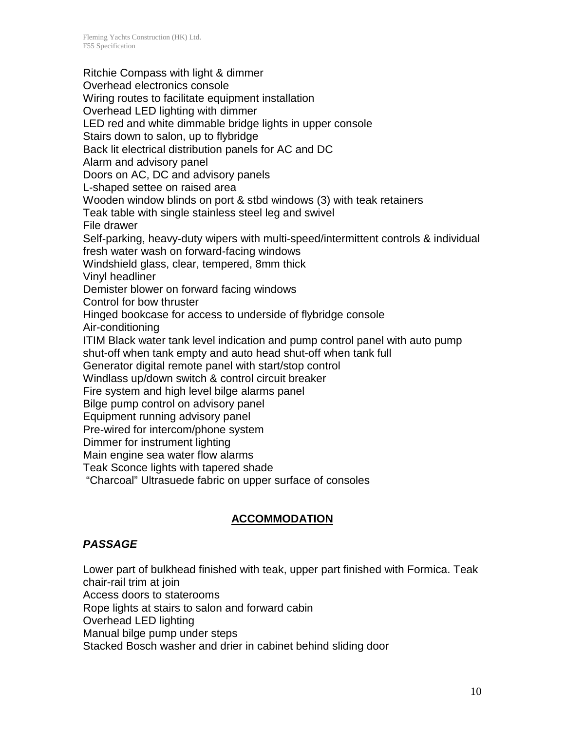Ritchie Compass with light & dimmer
Overhead electronics console
Wiring routes to facilitate equipment installation
Overhead LED lighting with dimmer
LED red and white dimmable bridge lights in upper console
Stairs down to salon, up to flybridge
Back lit electrical distribution panels for AC and DC
Alarm and advisory panel
Doors on AC, DC and advisory panels
L-shaped settee on raised area
Wooden window blinds on port & stbd windows (3) with teak retainers
Teak table with single stainless steel leg and swivel
File drawer
Self-parking, heavy-duty wipers with multi-speed/intermittent controls & individual fresh water wash on forward-facing windows
Windshield glass, clear, tempered, 8mm thick
Vinyl headliner
Demister blower on forward facing windows
Control for bow thruster
Hinged bookcase for access to underside of flybridge console
Air-conditioning
ITIM Black water tank level indication and pump control panel with auto pump shut-off when tank empty and auto head shut-off when tank full
Generator digital remote panel with start/stop control
Windlass up/down switch & control circuit breaker
Fire system and high level bilge alarms panel
Bilge pump control on advisory panel
Equipment running advisory panel
Pre-wired for intercom/phone system
Dimmer for instrument lighting
Main engine sea water flow alarms
Teak Sconce lights with tapered shade
"Charcoal" Ultrasuede fabric on upper surface of consoles

## ACCOMMODATION

### *PASSAGE*

Lower part of bulkhead finished with teak, upper part finished with Formica. Teak chair-rail trim at join
Access doors to staterooms
Rope lights at stairs to salon and forward cabin
Overhead LED lighting
Manual bilge pump under steps
Stacked Bosch washer and drier in cabinet behind sliding door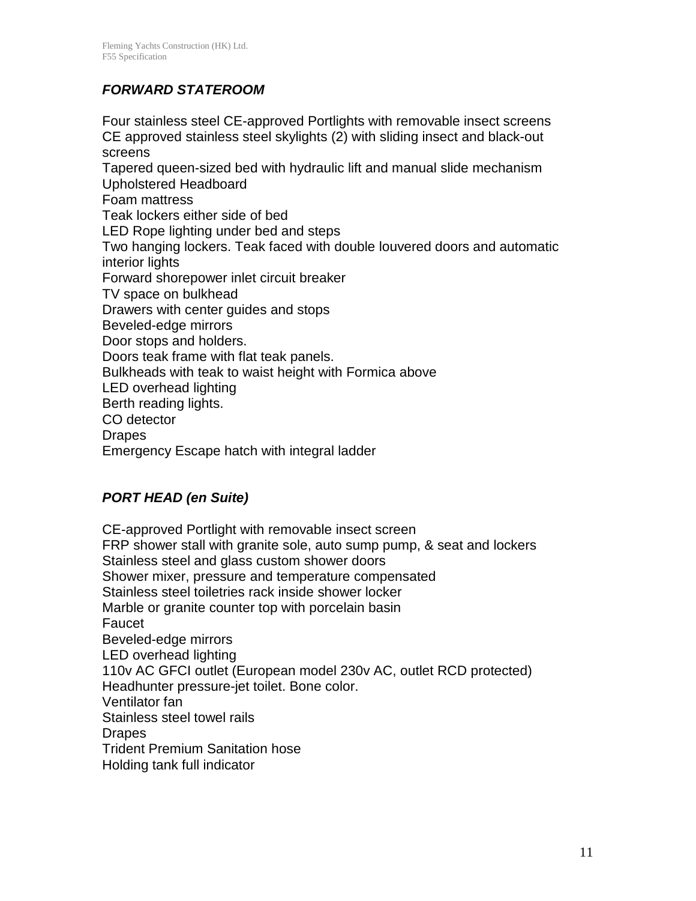### *FORWARD STATEROOM*

Four stainless steel CE-approved Portlights with removable insect screens
CE approved stainless steel skylights (2) with sliding insect and black-out screens
Tapered queen-sized bed with hydraulic lift and manual slide mechanism
Upholstered Headboard
Foam mattress
Teak lockers either side of bed
LED Rope lighting under bed and steps
Two hanging lockers. Teak faced with double louvered doors and automatic interior lights
Forward shorepower inlet circuit breaker
TV space on bulkhead
Drawers with center guides and stops
Beveled-edge mirrors
Door stops and holders.
Doors teak frame with flat teak panels.
Bulkheads with teak to waist height with Formica above
LED overhead lighting
Berth reading lights.
CO detector
Drapes
Emergency Escape hatch with integral ladder

### *PORT HEAD (en Suite)*

CE-approved Portlight with removable insect screen
FRP shower stall with granite sole, auto sump pump, & seat and lockers
Stainless steel and glass custom shower doors
Shower mixer, pressure and temperature compensated
Stainless steel toiletries rack inside shower locker
Marble or granite counter top with porcelain basin
Faucet
Beveled-edge mirrors
LED overhead lighting
110v AC GFCI outlet (European model 230v AC, outlet RCD protected)
Headhunter pressure-jet toilet. Bone color.
Ventilator fan
Stainless steel towel rails
Drapes
Trident Premium Sanitation hose
Holding tank full indicator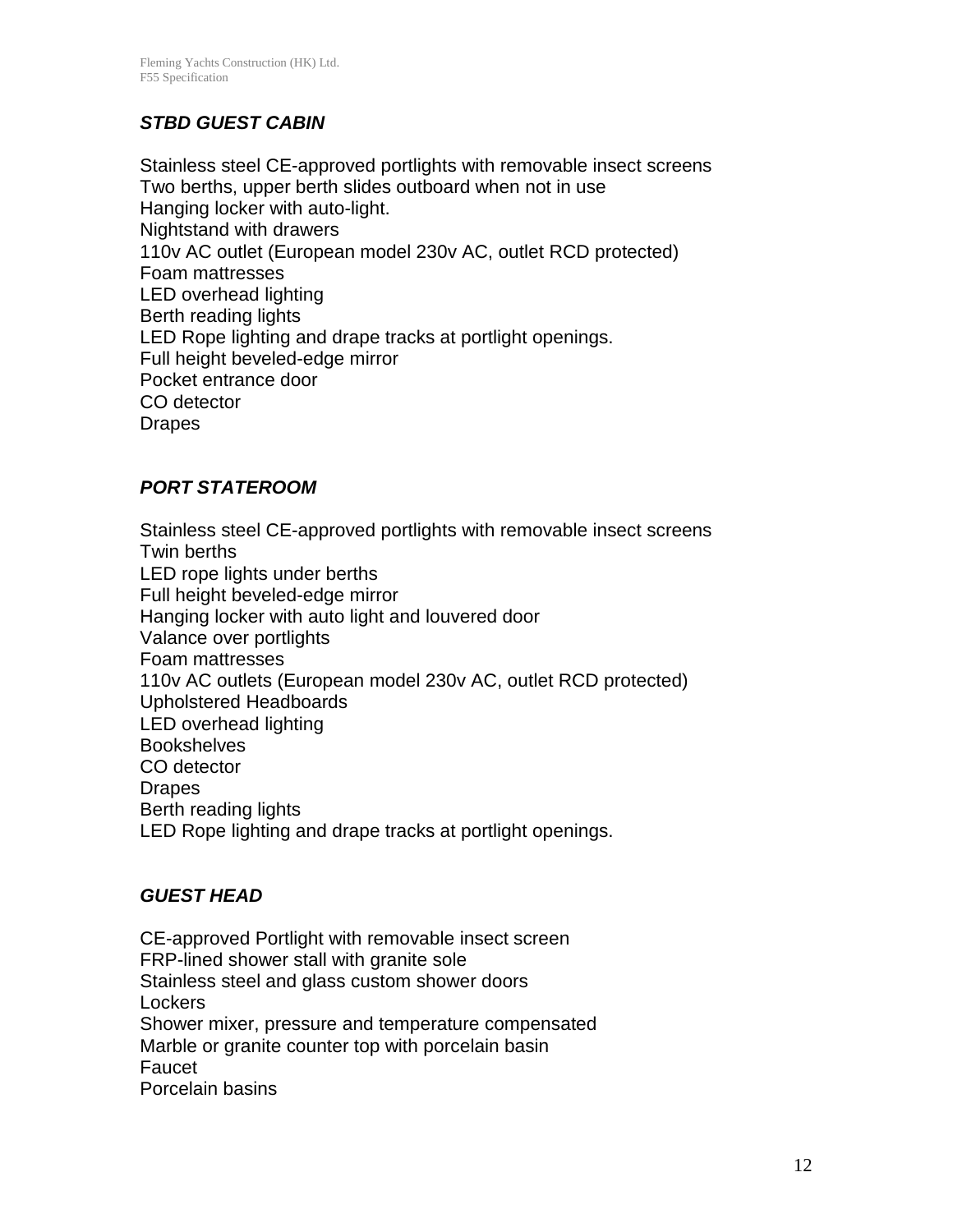### ***STBD GUEST CABIN***

Stainless steel CE-approved portlights with removable insect screens
Two berths, upper berth slides outboard when not in use
Hanging locker with auto-light.
Nightstand with drawers
110v AC outlet (European model 230v AC, outlet RCD protected)
Foam mattresses
LED overhead lighting
Berth reading lights
LED Rope lighting and drape tracks at portlight openings.
Full height beveled-edge mirror
Pocket entrance door
CO detector
Drapes

### ***PORT STATEROOM***

Stainless steel CE-approved portlights with removable insect screens
Twin berths
LED rope lights under berths
Full height beveled-edge mirror
Hanging locker with auto light and louvered door
Valance over portlights
Foam mattresses
110v AC outlets (European model 230v AC, outlet RCD protected)
Upholstered Headboards
LED overhead lighting
Bookshelves
CO detector
Drapes
Berth reading lights
LED Rope lighting and drape tracks at portlight openings.

### ***GUEST HEAD***

CE-approved Portlight with removable insect screen
FRP-lined shower stall with granite sole
Stainless steel and glass custom shower doors
Lockers
Shower mixer, pressure and temperature compensated
Marble or granite counter top with porcelain basin
Faucet
Porcelain basins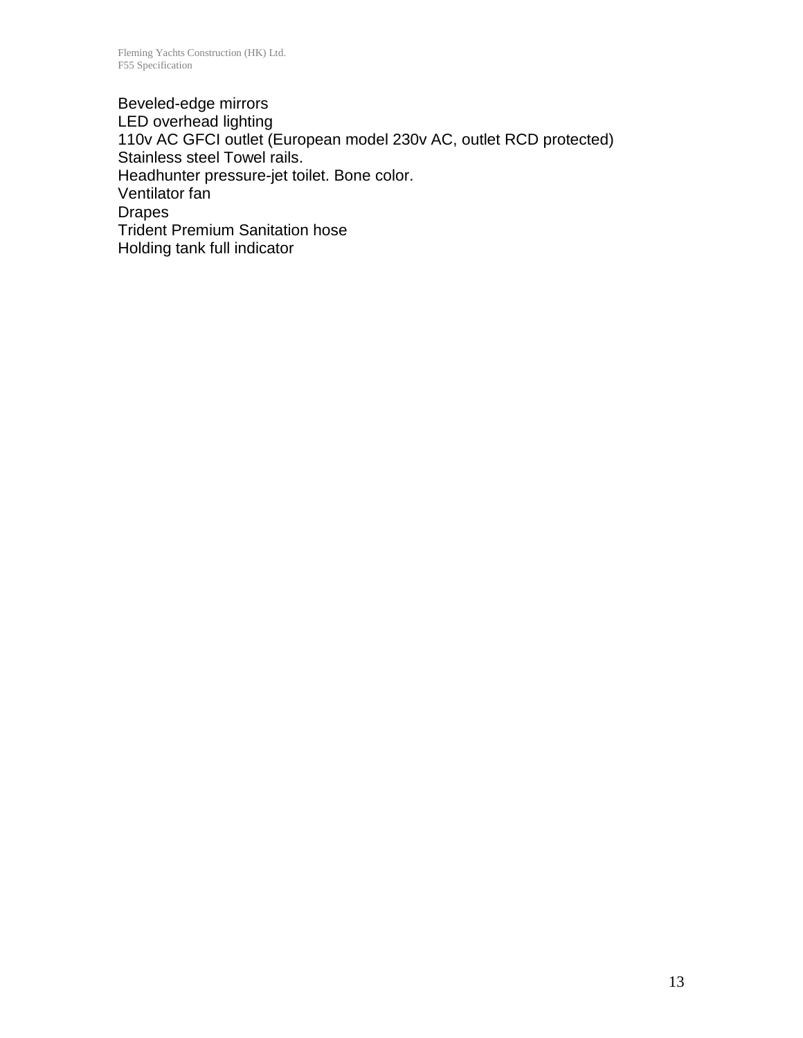Beveled-edge mirrors
LED overhead lighting
110v AC GFCI outlet (European model 230v AC, outlet RCD protected)
Stainless steel Towel rails.
Headhunter pressure-jet toilet. Bone color.
Ventilator fan
Drapes
Trident Premium Sanitation hose
Holding tank full indicator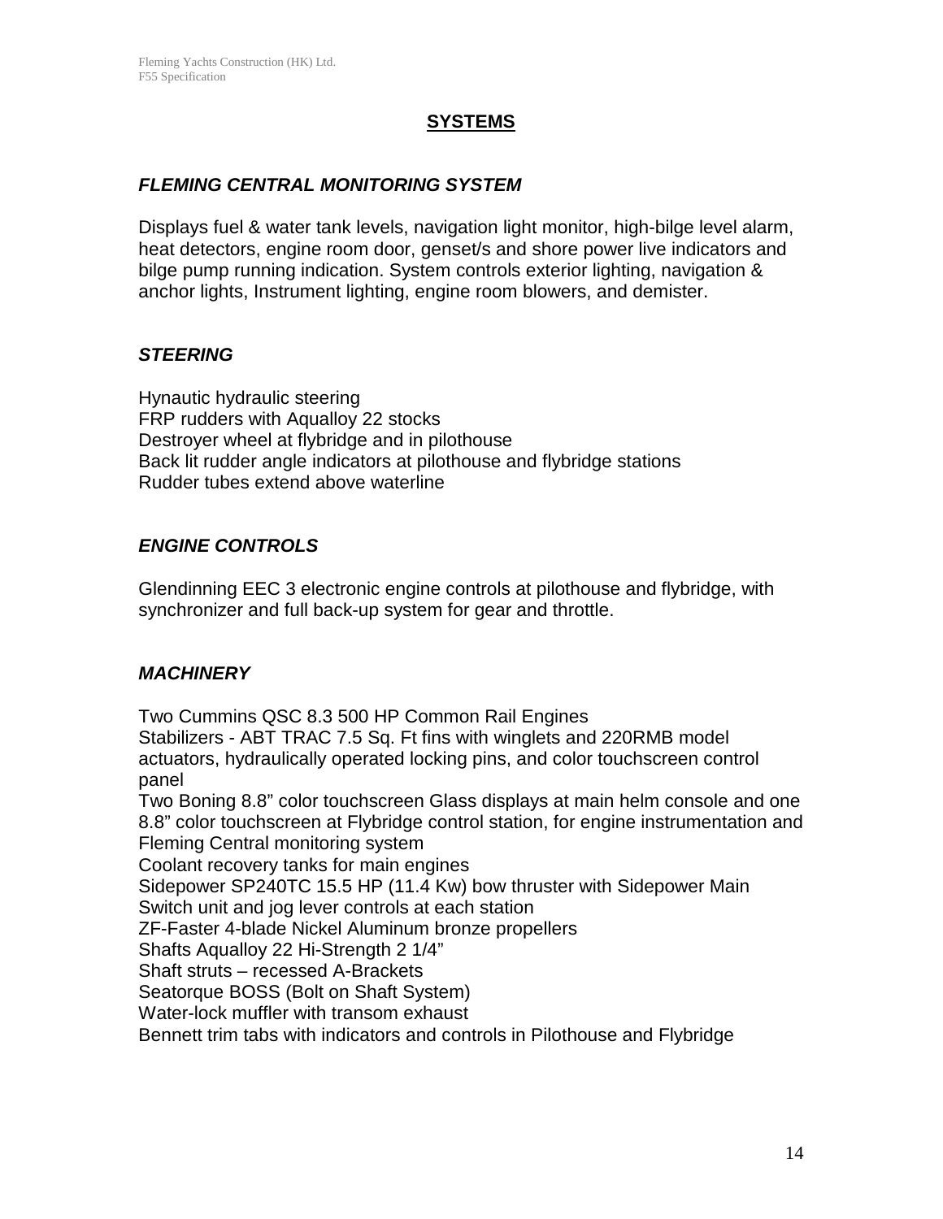# SYSTEMS

### *FLEMING CENTRAL MONITORING SYSTEM*

Displays fuel & water tank levels, navigation light monitor, high-bilge level alarm, heat detectors, engine room door, genset/s and shore power live indicators and bilge pump running indication. System controls exterior lighting, navigation & anchor lights, Instrument lighting, engine room blowers, and demister.

### *STEERING*

Hynautic hydraulic steering
FRP rudders with Aqualloy 22 stocks
Destroyer wheel at flybridge and in pilothouse
Back lit rudder angle indicators at pilothouse and flybridge stations
Rudder tubes extend above waterline

### *ENGINE CONTROLS*

Glendinning EEC 3 electronic engine controls at pilothouse and flybridge, with synchronizer and full back-up system for gear and throttle.

### *MACHINERY*

Two Cummins QSC 8.3 500 HP Common Rail Engines
Stabilizers - ABT TRAC 7.5 Sq. Ft fins with winglets and 220RMB model actuators, hydraulically operated locking pins, and color touchscreen control panel
Two Boning 8.8" color touchscreen Glass displays at main helm console and one 8.8" color touchscreen at Flybridge control station, for engine instrumentation and Fleming Central monitoring system
Coolant recovery tanks for main engines
Sidepower SP240TC 15.5 HP (11.4 Kw) bow thruster with Sidepower Main Switch unit and jog lever controls at each station
ZF-Faster 4-blade Nickel Aluminum bronze propellers
Shafts Aqualloy 22 Hi-Strength 2 1/4"
Shaft struts – recessed A-Brackets
Seatorque BOSS (Bolt on Shaft System)
Water-lock muffler with transom exhaust
Bennett trim tabs with indicators and controls in Pilothouse and Flybridge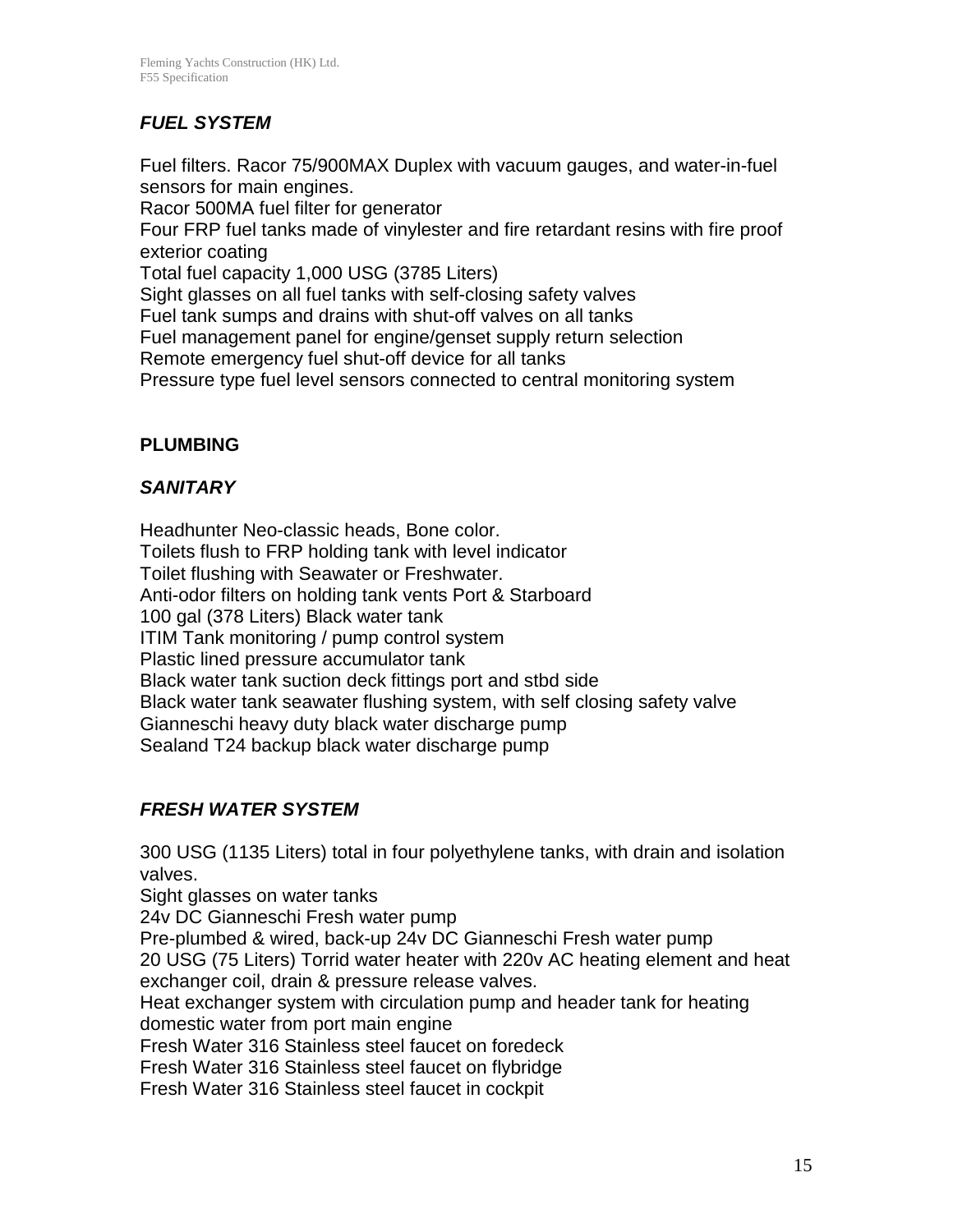### *FUEL SYSTEM*

Fuel filters. Racor 75/900MAX Duplex with vacuum gauges, and water-in-fuel sensors for main engines.
Racor 500MA fuel filter for generator
Four FRP fuel tanks made of vinylester and fire retardant resins with fire proof exterior coating
Total fuel capacity 1,000 USG (3785 Liters)
Sight glasses on all fuel tanks with self-closing safety valves
Fuel tank sumps and drains with shut-off valves on all tanks
Fuel management panel for engine/genset supply return selection
Remote emergency fuel shut-off device for all tanks
Pressure type fuel level sensors connected to central monitoring system

## PLUMBING

### *SANITARY*

Headhunter Neo-classic heads, Bone color.
Toilets flush to FRP holding tank with level indicator
Toilet flushing with Seawater or Freshwater.
Anti-odor filters on holding tank vents Port & Starboard
100 gal (378 Liters) Black water tank
ITIM Tank monitoring / pump control system
Plastic lined pressure accumulator tank
Black water tank suction deck fittings port and stbd side
Black water tank seawater flushing system, with self closing safety valve
Gianneschi heavy duty black water discharge pump
Sealand T24 backup black water discharge pump

### *FRESH WATER SYSTEM*

300 USG (1135 Liters) total in four polyethylene tanks, with drain and isolation valves.
Sight glasses on water tanks
24v DC Gianneschi Fresh water pump
Pre-plumbed & wired, back-up 24v DC Gianneschi Fresh water pump
20 USG (75 Liters) Torrid water heater with 220v AC heating element and heat exchanger coil, drain & pressure release valves.
Heat exchanger system with circulation pump and header tank for heating domestic water from port main engine
Fresh Water 316 Stainless steel faucet on foredeck
Fresh Water 316 Stainless steel faucet on flybridge
Fresh Water 316 Stainless steel faucet in cockpit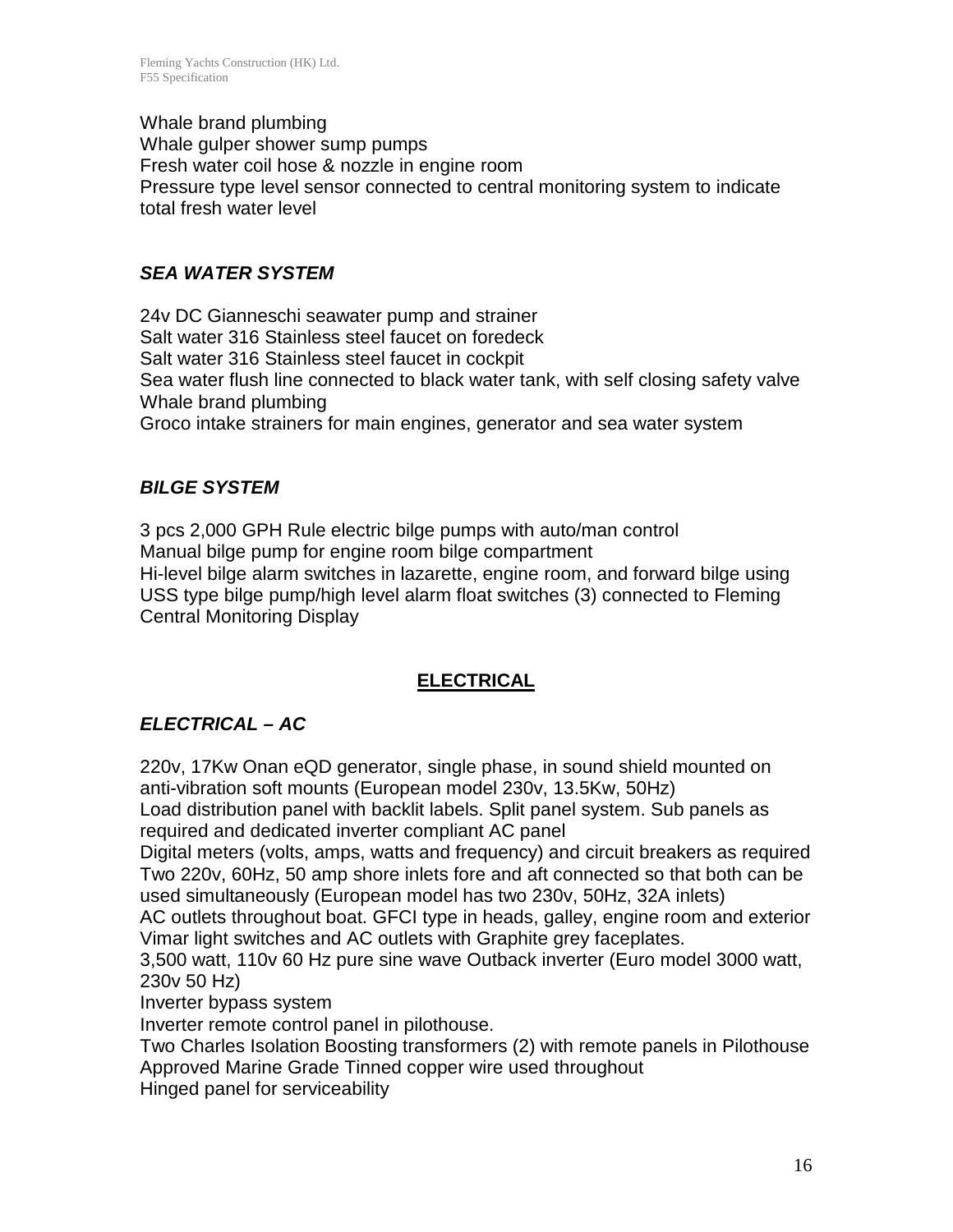Whale brand plumbing
Whale gulper shower sump pumps
Fresh water coil hose & nozzle in engine room
Pressure type level sensor connected to central monitoring system to indicate total fresh water level

### *SEA WATER SYSTEM*

24v DC Gianneschi seawater pump and strainer
Salt water 316 Stainless steel faucet on foredeck
Salt water 316 Stainless steel faucet in cockpit
Sea water flush line connected to black water tank, with self closing safety valve
Whale brand plumbing
Groco intake strainers for main engines, generator and sea water system

### *BILGE SYSTEM*

3 pcs 2,000 GPH Rule electric bilge pumps with auto/man control
Manual bilge pump for engine room bilge compartment
Hi-level bilge alarm switches in lazarette, engine room, and forward bilge using USS type bilge pump/high level alarm float switches (3) connected to Fleming Central Monitoring Display

## ELECTRICAL

### *ELECTRICAL – AC*

220v, 17Kw Onan eQD generator, single phase, in sound shield mounted on anti-vibration soft mounts (European model 230v, 13.5Kw, 50Hz)
Load distribution panel with backlit labels. Split panel system. Sub panels as required and dedicated inverter compliant AC panel
Digital meters (volts, amps, watts and frequency) and circuit breakers as required
Two 220v, 60Hz, 50 amp shore inlets fore and aft connected so that both can be used simultaneously (European model has two 230v, 50Hz, 32A inlets)
AC outlets throughout boat. GFCI type in heads, galley, engine room and exterior
Vimar light switches and AC outlets with Graphite grey faceplates.
3,500 watt, 110v 60 Hz pure sine wave Outback inverter (Euro model 3000 watt, 230v 50 Hz)
Inverter bypass system
Inverter remote control panel in pilothouse.
Two Charles Isolation Boosting transformers (2) with remote panels in Pilothouse
Approved Marine Grade Tinned copper wire used throughout
Hinged panel for serviceability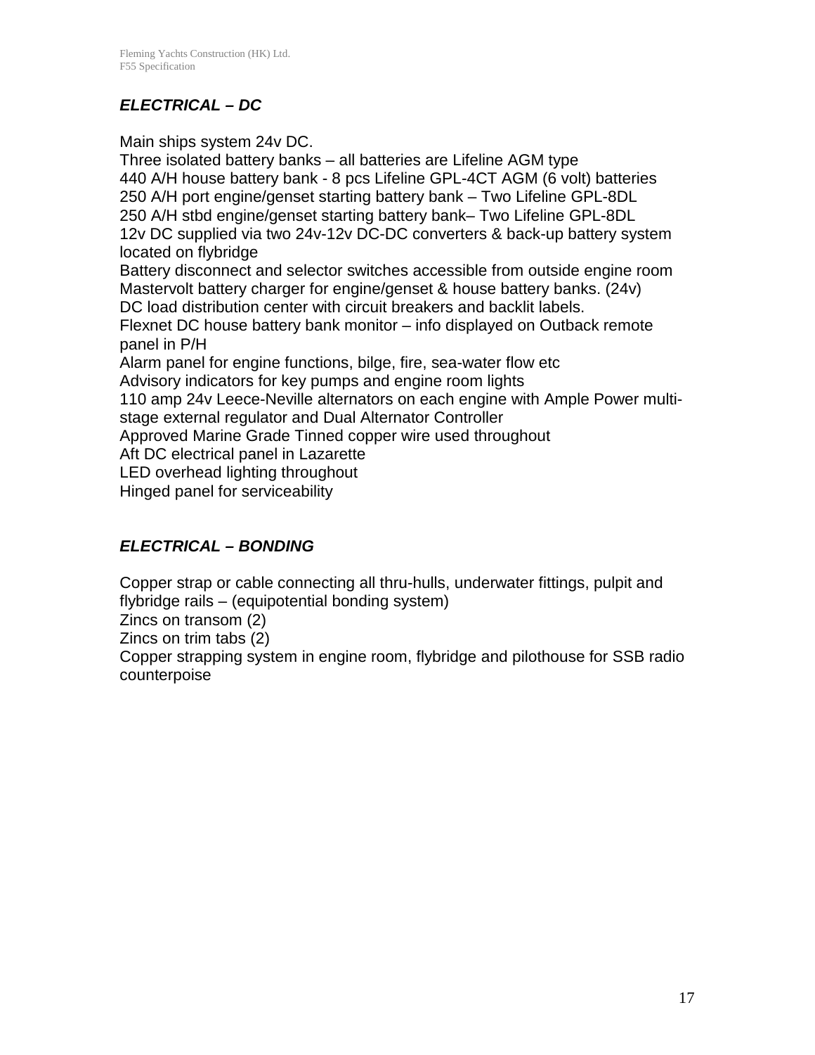## ***ELECTRICAL – DC***

Main ships system 24v DC.
Three isolated battery banks – all batteries are Lifeline AGM type
440 A/H house battery bank - 8 pcs Lifeline GPL-4CT AGM (6 volt) batteries
250 A/H port engine/genset starting battery bank – Two Lifeline GPL-8DL
250 A/H stbd engine/genset starting battery bank– Two Lifeline GPL-8DL
12v DC supplied via two 24v-12v DC-DC converters & back-up battery system located on flybridge
Battery disconnect and selector switches accessible from outside engine room
Mastervolt battery charger for engine/genset & house battery banks. (24v)
DC load distribution center with circuit breakers and backlit labels.
Flexnet DC house battery bank monitor – info displayed on Outback remote panel in P/H
Alarm panel for engine functions, bilge, fire, sea-water flow etc
Advisory indicators for key pumps and engine room lights
110 amp 24v Leece-Neville alternators on each engine with Ample Power multi-stage external regulator and Dual Alternator Controller
Approved Marine Grade Tinned copper wire used throughout
Aft DC electrical panel in Lazarette
LED overhead lighting throughout
Hinged panel for serviceability

## ***ELECTRICAL – BONDING***

Copper strap or cable connecting all thru-hulls, underwater fittings, pulpit and flybridge rails – (equipotential bonding system)
Zincs on transom (2)
Zincs on trim tabs (2)
Copper strapping system in engine room, flybridge and pilothouse for SSB radio counterpoise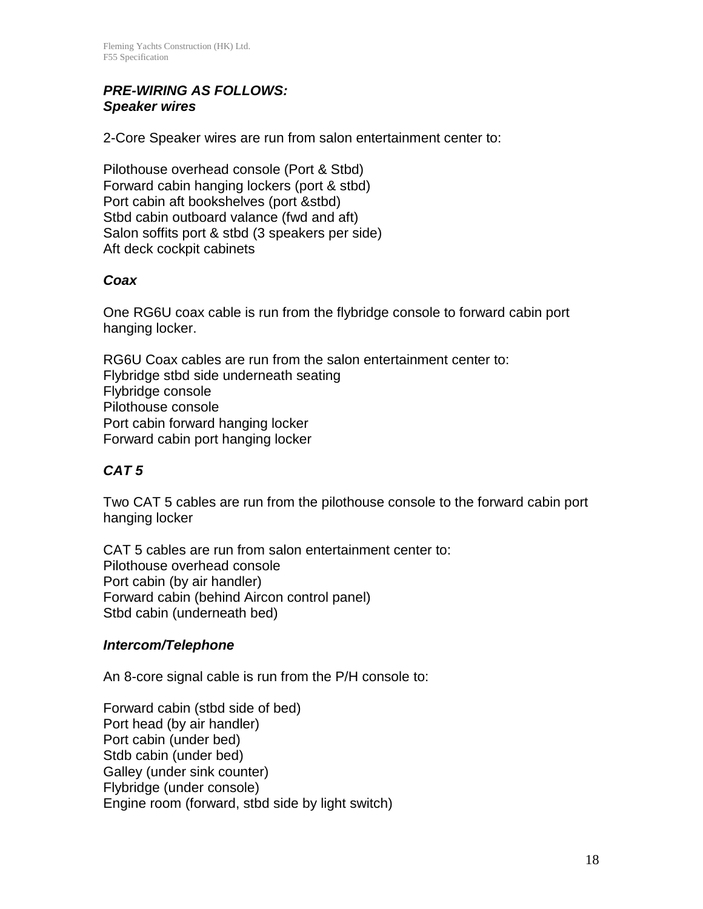***PRE-WIRING AS FOLLOWS:***
***Speaker wires***

2-Core Speaker wires are run from salon entertainment center to:

Pilothouse overhead console (Port & Stbd)
Forward cabin hanging lockers (port & stbd)
Port cabin aft bookshelves (port &stbd)
Stbd cabin outboard valance (fwd and aft)
Salon soffits port & stbd (3 speakers per side)
Aft deck cockpit cabinets

***Coax***

One RG6U coax cable is run from the flybridge console to forward cabin port hanging locker.

RG6U Coax cables are run from the salon entertainment center to:
Flybridge stbd side underneath seating
Flybridge console
Pilothouse console
Port cabin forward hanging locker
Forward cabin port hanging locker

***CAT 5***

Two CAT 5 cables are run from the pilothouse console to the forward cabin port hanging locker

CAT 5 cables are run from salon entertainment center to:
Pilothouse overhead console
Port cabin (by air handler)
Forward cabin (behind Aircon control panel)
Stbd cabin (underneath bed)

***Intercom/Telephone***

An 8-core signal cable is run from the P/H console to:

Forward cabin (stbd side of bed)
Port head (by air handler)
Port cabin (under bed)
Stdb cabin (under bed)
Galley (under sink counter)
Flybridge (under console)
Engine room (forward, stbd side by light switch)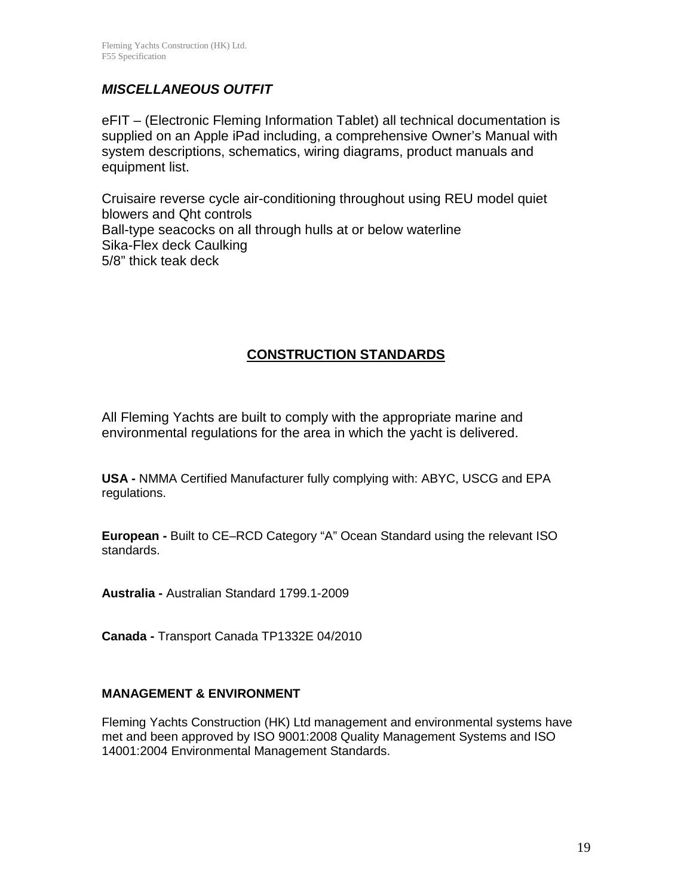## *MISCELLANEOUS OUTFIT*

eFIT – (Electronic Fleming Information Tablet) all technical documentation is supplied on an Apple iPad including, a comprehensive Owner's Manual with system descriptions, schematics, wiring diagrams, product manuals and equipment list.

Cruisaire reverse cycle air-conditioning throughout using REU model quiet blowers and Qht controls
Ball-type seacocks on all through hulls at or below waterline
Sika-Flex deck Caulking
5/8" thick teak deck

## CONSTRUCTION STANDARDS

All Fleming Yachts are built to comply with the appropriate marine and environmental regulations for the area in which the yacht is delivered.

**USA -** NMMA Certified Manufacturer fully complying with: ABYC, USCG and EPA regulations.

**European -** Built to CE–RCD Category "A" Ocean Standard using the relevant ISO standards.

**Australia -** Australian Standard 1799.1-2009

**Canada -** Transport Canada TP1332E 04/2010

### MANAGEMENT & ENVIRONMENT

Fleming Yachts Construction (HK) Ltd management and environmental systems have met and been approved by ISO 9001:2008 Quality Management Systems and ISO 14001:2004 Environmental Management Standards.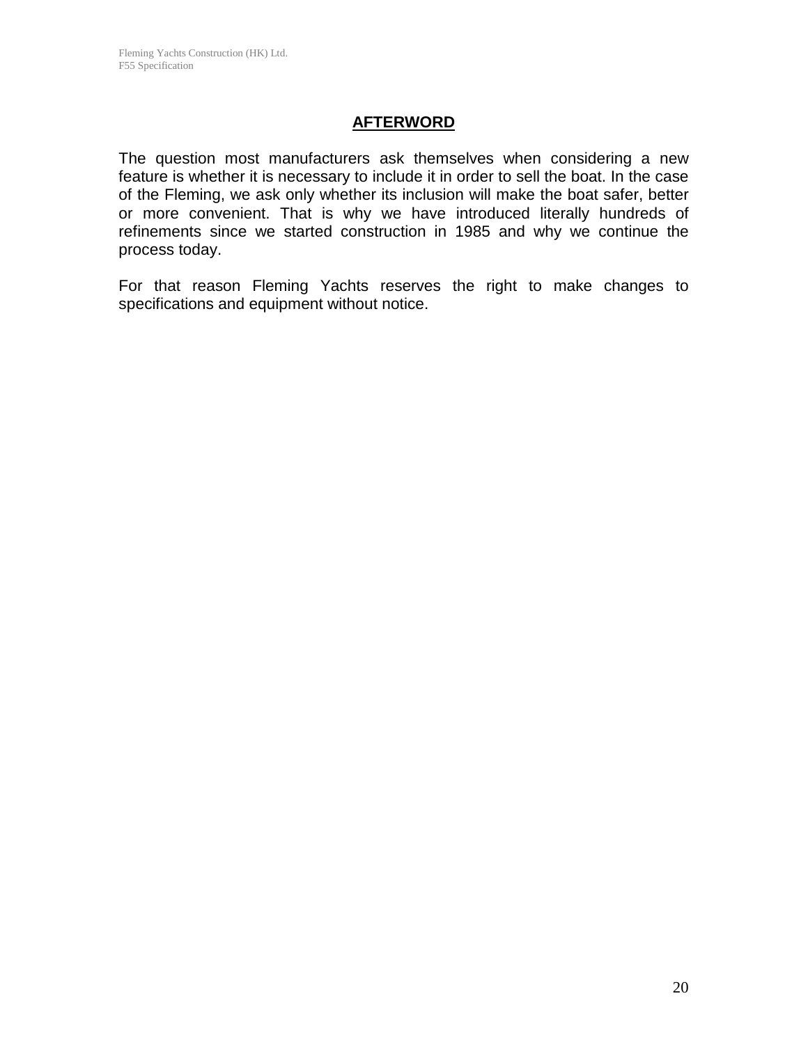## AFTERWORD

The question most manufacturers ask themselves when considering a new feature is whether it is necessary to include it in order to sell the boat. In the case of the Fleming, we ask only whether its inclusion will make the boat safer, better or more convenient. That is why we have introduced literally hundreds of refinements since we started construction in 1985 and why we continue the process today.

For that reason Fleming Yachts reserves the right to make changes to specifications and equipment without notice.